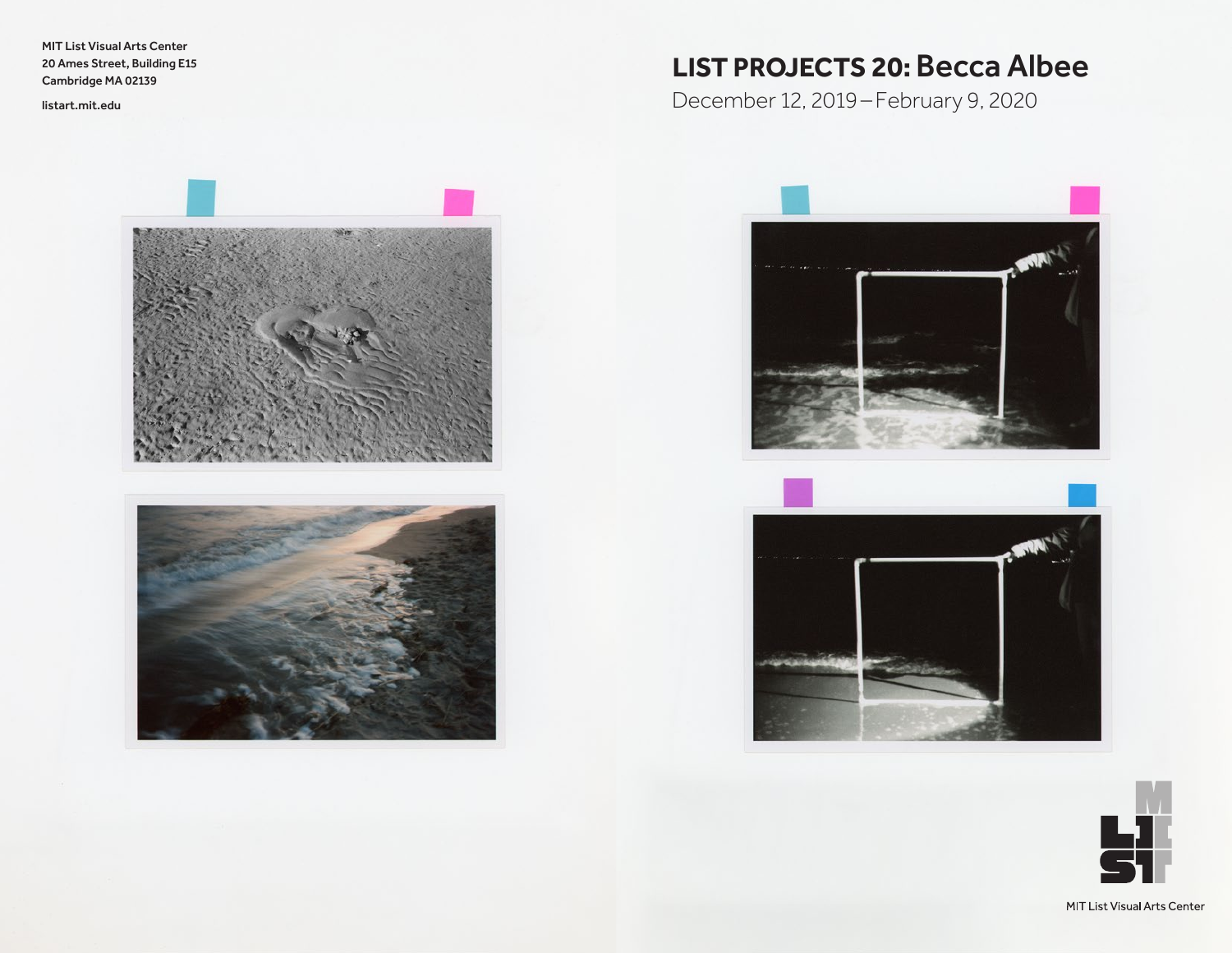MIT List Visual Arts Center
20 Ames Street, Building E15
Cambridge MA 02139

listart.mit.edu

# LIST PROJECTS 20: Becca Albee

December 12, 2019 – February 9, 2020

MIT List Visual Arts Center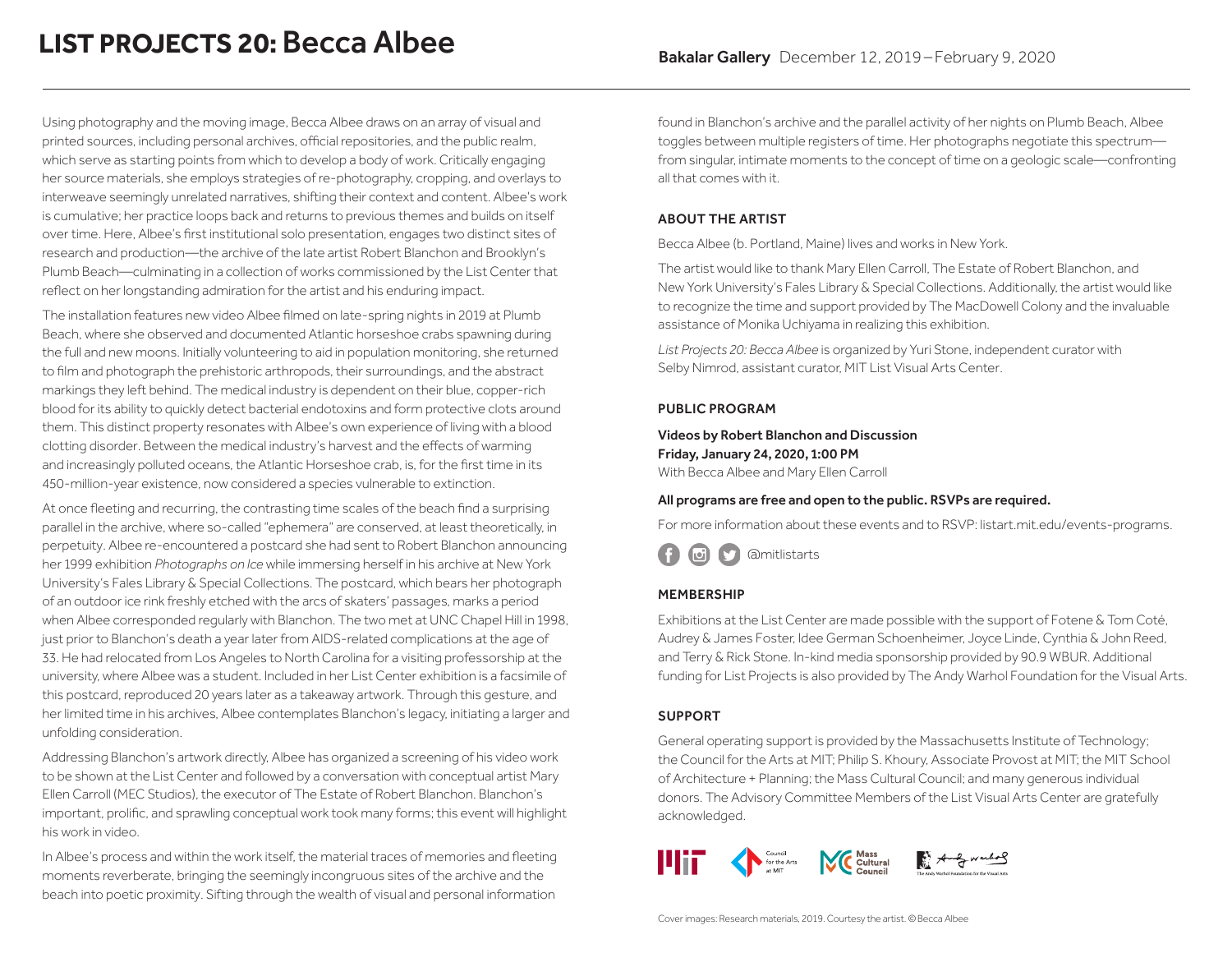# LIST PROJECTS 20: Becca Albee

**Bakalar Gallery** December 12, 2019 – February 9, 2020

Using photography and the moving image, Becca Albee draws on an array of visual and printed sources, including personal archives, official repositories, and the public realm, which serve as starting points from which to develop a body of work. Critically engaging her source materials, she employs strategies of re-photography, cropping, and overlays to interweave seemingly unrelated narratives, shifting their context and content. Albee's work is cumulative; her practice loops back and returns to previous themes and builds on itself over time. Here, Albee's first institutional solo presentation, engages two distinct sites of research and production—the archive of the late artist Robert Blanchon and Brooklyn's Plumb Beach—culminating in a collection of works commissioned by the List Center that reflect on her longstanding admiration for the artist and his enduring impact.

The installation features new video Albee filmed on late-spring nights in 2019 at Plumb Beach, where she observed and documented Atlantic horseshoe crabs spawning during the full and new moons. Initially volunteering to aid in population monitoring, she returned to film and photograph the prehistoric arthropods, their surroundings, and the abstract markings they left behind. The medical industry is dependent on their blue, copper-rich blood for its ability to quickly detect bacterial endotoxins and form protective clots around them. This distinct property resonates with Albee's own experience of living with a blood clotting disorder. Between the medical industry's harvest and the effects of warming and increasingly polluted oceans, the Atlantic Horseshoe crab, is, for the first time in its 450-million-year existence, now considered a species vulnerable to extinction.

At once fleeting and recurring, the contrasting time scales of the beach find a surprising parallel in the archive, where so-called "ephemera" are conserved, at least theoretically, in perpetuity. Albee re-encountered a postcard she had sent to Robert Blanchon announcing her 1999 exhibition *Photographs on Ice* while immersing herself in his archive at New York University's Fales Library & Special Collections. The postcard, which bears her photograph of an outdoor ice rink freshly etched with the arcs of skaters' passages, marks a period when Albee corresponded regularly with Blanchon. The two met at UNC Chapel Hill in 1998, just prior to Blanchon's death a year later from AIDS-related complications at the age of 33. He had relocated from Los Angeles to North Carolina for a visiting professorship at the university, where Albee was a student. Included in her List Center exhibition is a facsimile of this postcard, reproduced 20 years later as a takeaway artwork. Through this gesture, and her limited time in his archives, Albee contemplates Blanchon's legacy, initiating a larger and unfolding consideration.

Addressing Blanchon's artwork directly, Albee has organized a screening of his video work to be shown at the List Center and followed by a conversation with conceptual artist Mary Ellen Carroll (MEC Studios), the executor of The Estate of Robert Blanchon. Blanchon's important, prolific, and sprawling conceptual work took many forms; this event will highlight his work in video.

In Albee's process and within the work itself, the material traces of memories and fleeting moments reverberate, bringing the seemingly incongruous sites of the archive and the beach into poetic proximity. Sifting through the wealth of visual and personal information found in Blanchon's archive and the parallel activity of her nights on Plumb Beach, Albee toggles between multiple registers of time. Her photographs negotiate this spectrum—from singular, intimate moments to the concept of time on a geologic scale—confronting all that comes with it.

## ABOUT THE ARTIST

Becca Albee (b. Portland, Maine) lives and works in New York.

The artist would like to thank Mary Ellen Carroll, The Estate of Robert Blanchon, and New York University's Fales Library & Special Collections. Additionally, the artist would like to recognize the time and support provided by The MacDowell Colony and the invaluable assistance of Monika Uchiyama in realizing this exhibition.

*List Projects 20: Becca Albee* is organized by Yuri Stone, independent curator with Selby Nimrod, assistant curator, MIT List Visual Arts Center.

## PUBLIC PROGRAM

**Videos by Robert Blanchon and Discussion**
**Friday, January 24, 2020, 1:00 PM**
With Becca Albee and Mary Ellen Carroll

**All programs are free and open to the public. RSVPs are required.**

For more information about these events and to RSVP: listart.mit.edu/events-programs.

@mitlistarts

## MEMBERSHIP

Exhibitions at the List Center are made possible with the support of Fotene & Tom Coté, Audrey & James Foster, Idee German Schoenheimer, Joyce Linde, Cynthia & John Reed, and Terry & Rick Stone. In-kind media sponsorship provided by 90.9 WBUR. Additional funding for List Projects is also provided by The Andy Warhol Foundation for the Visual Arts.

## SUPPORT

General operating support is provided by the Massachusetts Institute of Technology; the Council for the Arts at MIT; Philip S. Khoury, Associate Provost at MIT; the MIT School of Architecture + Planning; the Mass Cultural Council; and many generous individual donors. The Advisory Committee Members of the List Visual Arts Center are gratefully acknowledged.

Council for the Arts at MIT

Mass Cultural Council

The Andy Warhol Foundation for the Visual Arts

Cover images: Research materials, 2019. Courtesy the artist. © Becca Albee